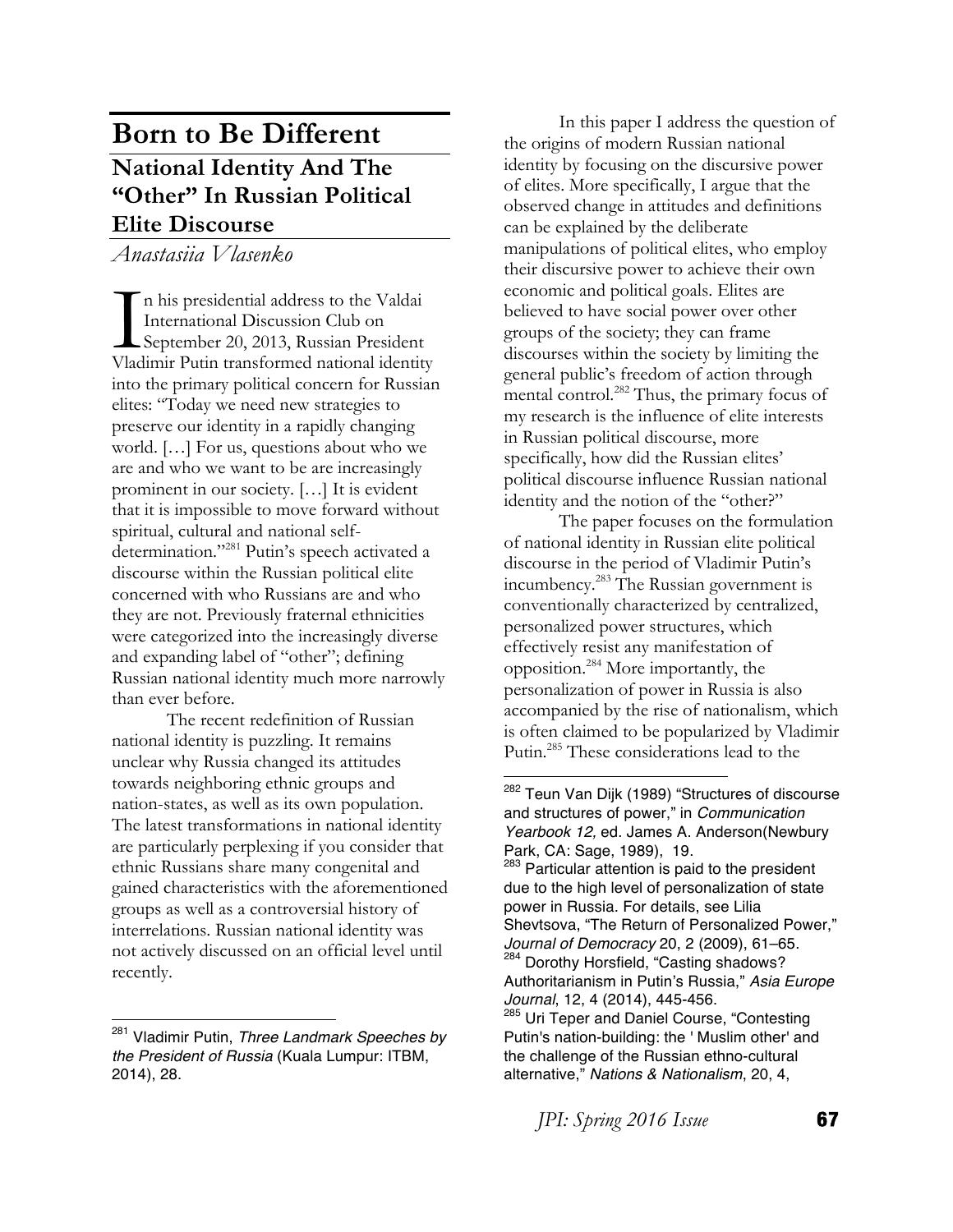# Born to Be Different

## National Identity And The "Other" In Russian Political Elite Discourse

*Anastasiia Vlasenko*

In his presidential address to the Valdai International Discussion Club on September 20, 2013, Russian President Vladimir Putin transformed national identity into the primary political concern for Russian elites: "Today we need new strategies to preserve our identity in a rapidly changing world. […] For us, questions about who we are and who we want to be are increasingly prominent in our society. […] It is evident that it is impossible to move forward without spiritual, cultural and national self-determination."[281] Putin's speech activated a discourse within the Russian political elite concerned with who Russians are and who they are not. Previously fraternal ethnicities were categorized into the increasingly diverse and expanding label of "other"; defining Russian national identity much more narrowly than ever before.

The recent redefinition of Russian national identity is puzzling. It remains unclear why Russia changed its attitudes towards neighboring ethnic groups and nation-states, as well as its own population. The latest transformations in national identity are particularly perplexing if you consider that ethnic Russians share many congenital and gained characteristics with the aforementioned groups as well as a controversial history of interrelations. Russian national identity was not actively discussed on an official level until recently.

In this paper I address the question of the origins of modern Russian national identity by focusing on the discursive power of elites. More specifically, I argue that the observed change in attitudes and definitions can be explained by the deliberate manipulations of political elites, who employ their discursive power to achieve their own economic and political goals. Elites are believed to have social power over other groups of the society; they can frame discourses within the society by limiting the general public's freedom of action through mental control.[282] Thus, the primary focus of my research is the influence of elite interests in Russian political discourse, more specifically, how did the Russian elites' political discourse influence Russian national identity and the notion of the "other?"

The paper focuses on the formulation of national identity in Russian elite political discourse in the period of Vladimir Putin's incumbency.[283] The Russian government is conventionally characterized by centralized, personalized power structures, which effectively resist any manifestation of opposition.[284] More importantly, the personalization of power in Russia is also accompanied by the rise of nationalism, which is often claimed to be popularized by Vladimir Putin.[285] These considerations lead to the

---

[281] Vladimir Putin, *Three Landmark Speeches by the President of Russia* (Kuala Lumpur: ITBM, 2014), 28.

[282] Teun Van Dijk (1989) "Structures of discourse and structures of power," in *Communication Yearbook 12,* ed. James A. Anderson(Newbury Park, CA: Sage, 1989), 19.

[283] Particular attention is paid to the president due to the high level of personalization of state power in Russia. For details, see Lilia Shevtsova, "The Return of Personalized Power," *Journal of Democracy* 20, 2 (2009), 61–65.

[284] Dorothy Horsfield, "Casting shadows? Authoritarianism in Putin's Russia," *Asia Europe Journal*, 12, 4 (2014), 445-456.

[285] Uri Teper and Daniel Course, "Contesting Putin's nation-building: the ' Muslim other' and the challenge of the Russian ethno-cultural alternative," *Nations & Nationalism*, 20, 4,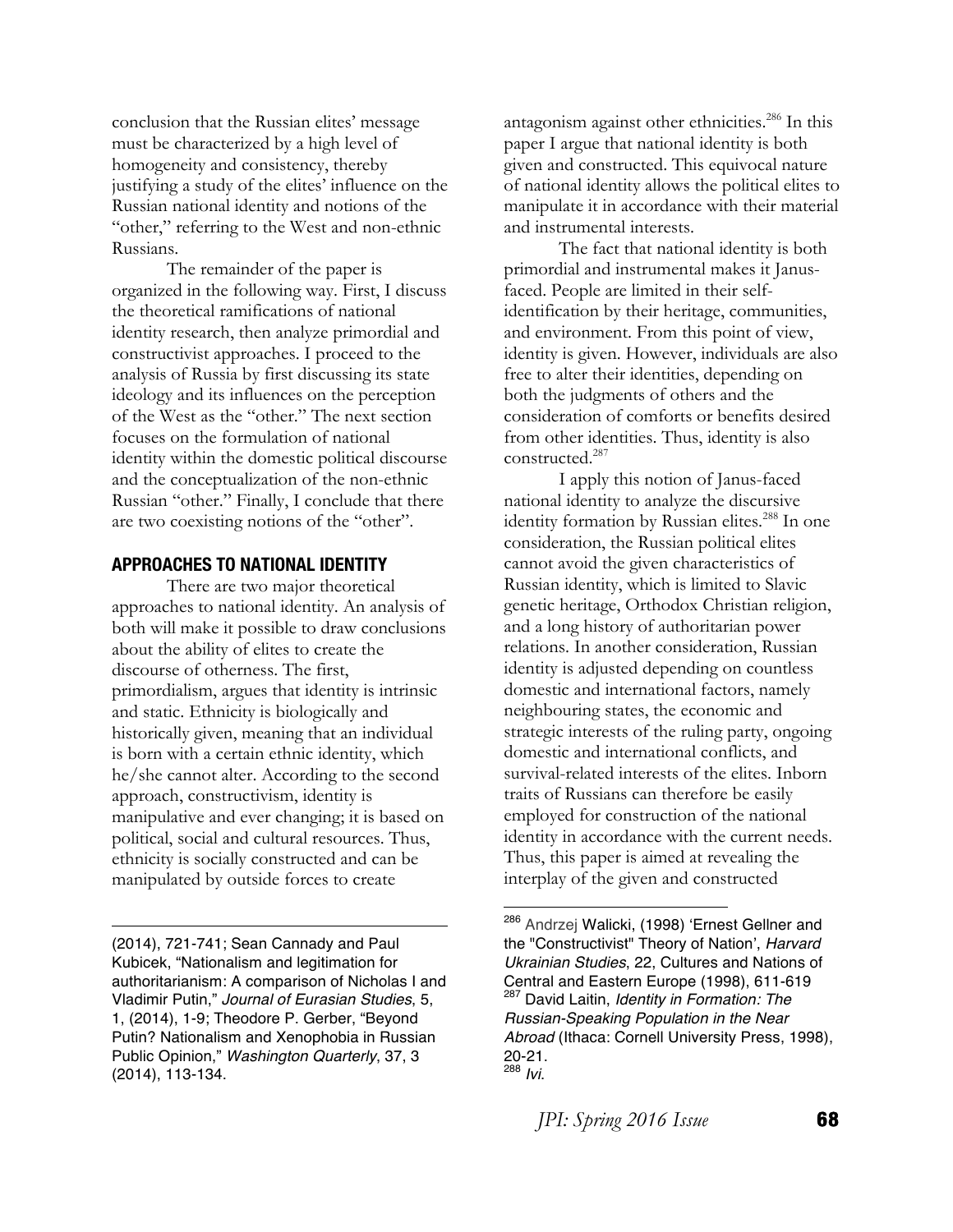conclusion that the Russian elites' message must be characterized by a high level of homogeneity and consistency, thereby justifying a study of the elites' influence on the Russian national identity and notions of the "other," referring to the West and non-ethnic Russians.

The remainder of the paper is organized in the following way. First, I discuss the theoretical ramifications of national identity research, then analyze primordial and constructivist approaches. I proceed to the analysis of Russia by first discussing its state ideology and its influences on the perception of the West as the "other." The next section focuses on the formulation of national identity within the domestic political discourse and the conceptualization of the non-ethnic Russian "other." Finally, I conclude that there are two coexisting notions of the "other".

## APPROACHES TO NATIONAL IDENTITY

There are two major theoretical approaches to national identity. An analysis of both will make it possible to draw conclusions about the ability of elites to create the discourse of otherness. The first, primordialism, argues that identity is intrinsic and static. Ethnicity is biologically and historically given, meaning that an individual is born with a certain ethnic identity, which he/she cannot alter. According to the second approach, constructivism, identity is manipulative and ever changing; it is based on political, social and cultural resources. Thus, ethnicity is socially constructed and can be manipulated by outside forces to create antagonism against other ethnicities.[286] In this paper I argue that national identity is both given and constructed. This equivocal nature of national identity allows the political elites to manipulate it in accordance with their material and instrumental interests.

The fact that national identity is both primordial and instrumental makes it Janus-faced. People are limited in their self-identification by their heritage, communities, and environment. From this point of view, identity is given. However, individuals are also free to alter their identities, depending on both the judgments of others and the consideration of comforts or benefits desired from other identities. Thus, identity is also constructed.[287]

I apply this notion of Janus-faced national identity to analyze the discursive identity formation by Russian elites.[288] In one consideration, the Russian political elites cannot avoid the given characteristics of Russian identity, which is limited to Slavic genetic heritage, Orthodox Christian religion, and a long history of authoritarian power relations. In another consideration, Russian identity is adjusted depending on countless domestic and international factors, namely neighbouring states, the economic and strategic interests of the ruling party, ongoing domestic and international conflicts, and survival-related interests of the elites. Inborn traits of Russians can therefore be easily employed for construction of the national identity in accordance with the current needs. Thus, this paper is aimed at revealing the interplay of the given and constructed

---

(2014), 721-741; Sean Cannady and Paul Kubicek, "Nationalism and legitimation for authoritarianism: A comparison of Nicholas I and Vladimir Putin," *Journal of Eurasian Studies*, 5, 1, (2014), 1-9; Theodore P. Gerber, "Beyond Putin? Nationalism and Xenophobia in Russian Public Opinion," *Washington Quarterly*, 37, 3 (2014), 113-134.

[286] Andrzej Walicki, (1998) 'Ernest Gellner and the "Constructivist" Theory of Nation', *Harvard Ukrainian Studies*, 22, Cultures and Nations of Central and Eastern Europe (1998), 611-619

[287] David Laitin, *Identity in Formation: The Russian-Speaking Population in the Near Abroad* (Ithaca: Cornell University Press, 1998), 20-21.

[288] *Ivi.*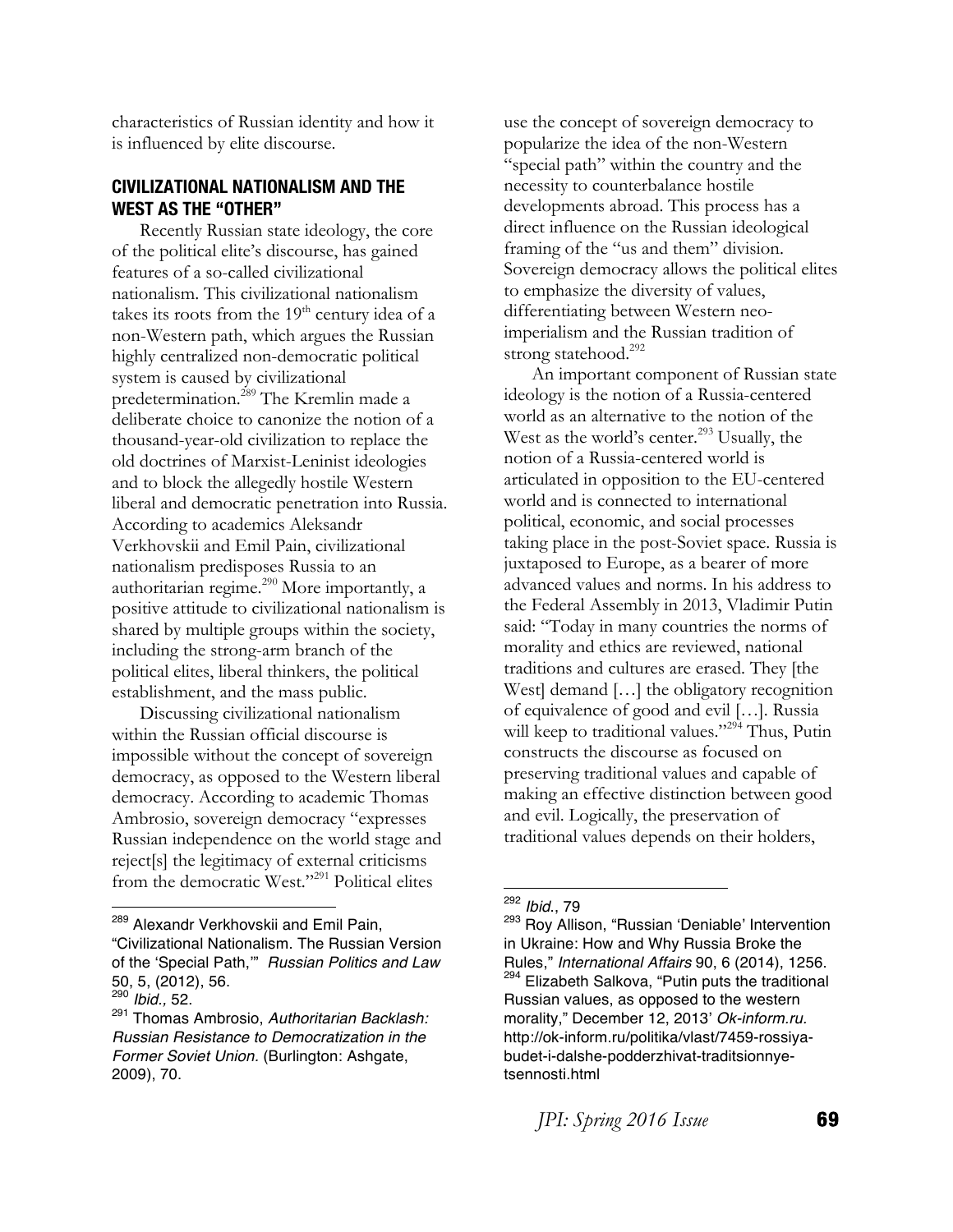characteristics of Russian identity and how it is influenced by elite discourse.

## CIVILIZATIONAL NATIONALISM AND THE WEST AS THE "OTHER"

Recently Russian state ideology, the core of the political elite's discourse, has gained features of a so-called civilizational nationalism. This civilizational nationalism takes its roots from the 19th century idea of a non-Western path, which argues the Russian highly centralized non-democratic political system is caused by civilizational predetermination.[289] The Kremlin made a deliberate choice to canonize the notion of a thousand-year-old civilization to replace the old doctrines of Marxist-Leninist ideologies and to block the allegedly hostile Western liberal and democratic penetration into Russia. According to academics Aleksandr Verkhovskii and Emil Pain, civilizational nationalism predisposes Russia to an authoritarian regime.[290] More importantly, a positive attitude to civilizational nationalism is shared by multiple groups within the society, including the strong-arm branch of the political elites, liberal thinkers, the political establishment, and the mass public.

Discussing civilizational nationalism within the Russian official discourse is impossible without the concept of sovereign democracy, as opposed to the Western liberal democracy. According to academic Thomas Ambrosio, sovereign democracy "expresses Russian independence on the world stage and reject[s] the legitimacy of external criticisms from the democratic West."[291] Political elites use the concept of sovereign democracy to popularize the idea of the non-Western "special path" within the country and the necessity to counterbalance hostile developments abroad. This process has a direct influence on the Russian ideological framing of the "us and them" division. Sovereign democracy allows the political elites to emphasize the diversity of values, differentiating between Western neo-imperialism and the Russian tradition of strong statehood.[292]

An important component of Russian state ideology is the notion of a Russia-centered world as an alternative to the notion of the West as the world's center.[293] Usually, the notion of a Russia-centered world is articulated in opposition to the EU-centered world and is connected to international political, economic, and social processes taking place in the post-Soviet space. Russia is juxtaposed to Europe, as a bearer of more advanced values and norms. In his address to the Federal Assembly in 2013, Vladimir Putin said: "Today in many countries the norms of morality and ethics are reviewed, national traditions and cultures are erased. They [the West] demand […] the obligatory recognition of equivalence of good and evil […]. Russia will keep to traditional values."[294] Thus, Putin constructs the discourse as focused on preserving traditional values and capable of making an effective distinction between good and evil. Logically, the preservation of traditional values depends on their holders,

---

[289] Alexandr Verkhovskii and Emil Pain, "Civilizational Nationalism. The Russian Version of the 'Special Path,'" *Russian Politics and Law* 50, 5, (2012), 56.

[290] *Ibid.,* 52.

[291] Thomas Ambrosio, *Authoritarian Backlash: Russian Resistance to Democratization in the Former Soviet Union.* (Burlington: Ashgate, 2009), 70.

[292] *Ibid.*, 79

[293] Roy Allison, "Russian 'Deniable' Intervention in Ukraine: How and Why Russia Broke the Rules," *International Affairs* 90, 6 (2014), 1256.

[294] Elizabeth Salkova, "Putin puts the traditional Russian values, as opposed to the western morality," December 12, 2013' *Ok-inform.ru.* http://ok-inform.ru/politika/vlast/7459-rossiya-budet-i-dalshe-podderzhivat-traditsionnye-tsennosti.html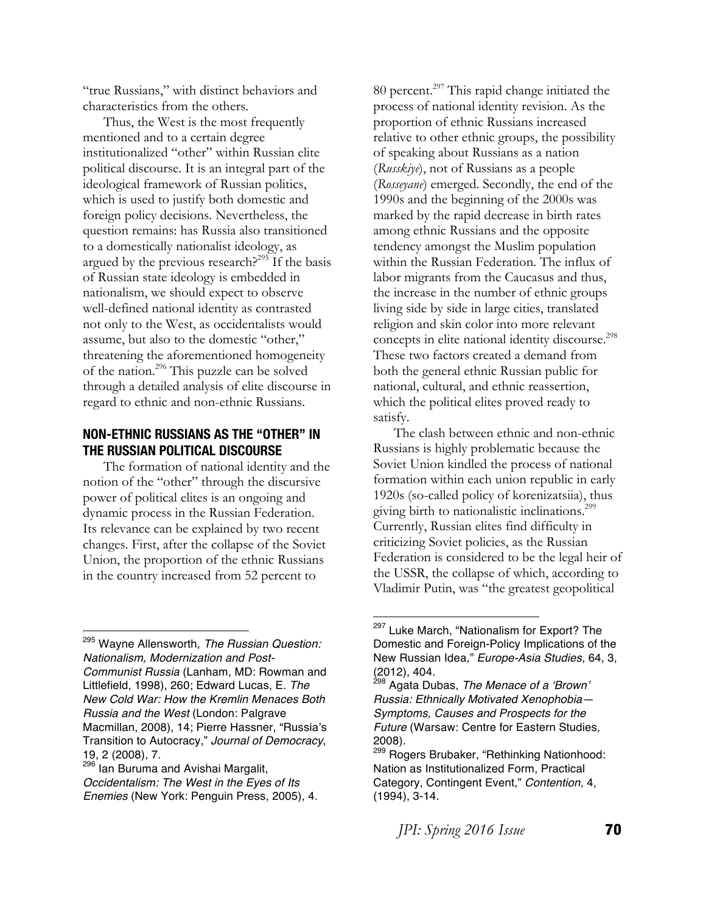"true Russians," with distinct behaviors and characteristics from the others.

Thus, the West is the most frequently mentioned and to a certain degree institutionalized "other" within Russian elite political discourse. It is an integral part of the ideological framework of Russian politics, which is used to justify both domestic and foreign policy decisions. Nevertheless, the question remains: has Russia also transitioned to a domestically nationalist ideology, as argued by the previous research?[295] If the basis of Russian state ideology is embedded in nationalism, we should expect to observe well-defined national identity as contrasted not only to the West, as occidentalists would assume, but also to the domestic "other," threatening the aforementioned homogeneity of the nation.[296] This puzzle can be solved through a detailed analysis of elite discourse in regard to ethnic and non-ethnic Russians.

## NON-ETHNIC RUSSIANS AS THE "OTHER" IN THE RUSSIAN POLITICAL DISCOURSE

The formation of national identity and the notion of the "other" through the discursive power of political elites is an ongoing and dynamic process in the Russian Federation. Its relevance can be explained by two recent changes. First, after the collapse of the Soviet Union, the proportion of the ethnic Russians in the country increased from 52 percent to 80 percent.[297] This rapid change initiated the process of national identity revision. As the proportion of ethnic Russians increased relative to other ethnic groups, the possibility of speaking about Russians as a nation (*Russkiye*), not of Russians as a people (*Rosseyane*) emerged. Secondly, the end of the 1990s and the beginning of the 2000s was marked by the rapid decrease in birth rates among ethnic Russians and the opposite tendency amongst the Muslim population within the Russian Federation. The influx of labor migrants from the Caucasus and thus, the increase in the number of ethnic groups living side by side in large cities, translated religion and skin color into more relevant concepts in elite national identity discourse.[298] These two factors created a demand from both the general ethnic Russian public for national, cultural, and ethnic reassertion, which the political elites proved ready to satisfy.

The clash between ethnic and non-ethnic Russians is highly problematic because the Soviet Union kindled the process of national formation within each union republic in early 1920s (so-called policy of korenizatsiia), thus giving birth to nationalistic inclinations.[299] Currently, Russian elites find difficulty in criticizing Soviet policies, as the Russian Federation is considered to be the legal heir of the USSR, the collapse of which, according to Vladimir Putin, was "the greatest geopolitical

---

[295] Wayne Allensworth, *The Russian Question: Nationalism, Modernization and Post-Communist Russia* (Lanham, MD: Rowman and Littlefield, 1998), 260; Edward Lucas, E. *The New Cold War: How the Kremlin Menaces Both Russia and the West* (London: Palgrave Macmillan, 2008), 14; Pierre Hassner, "Russia's Transition to Autocracy," *Journal of Democracy*, 19, 2 (2008), 7.

[296] Ian Buruma and Avishai Margalit, *Occidentalism: The West in the Eyes of Its Enemies* (New York: Penguin Press, 2005), 4.

[297] Luke March, "Nationalism for Export? The Domestic and Foreign-Policy Implications of the New Russian Idea," *Europe-Asia Studies*, 64, 3, (2012), 404.

[298] Agata Dubas, *The Menace of a 'Brown' Russia: Ethnically Motivated Xenophobia—Symptoms, Causes and Prospects for the Future* (Warsaw: Centre for Eastern Studies, 2008).

[299] Rogers Brubaker, "Rethinking Nationhood: Nation as Institutionalized Form, Practical Category, Contingent Event," *Contention*, 4, (1994), 3-14.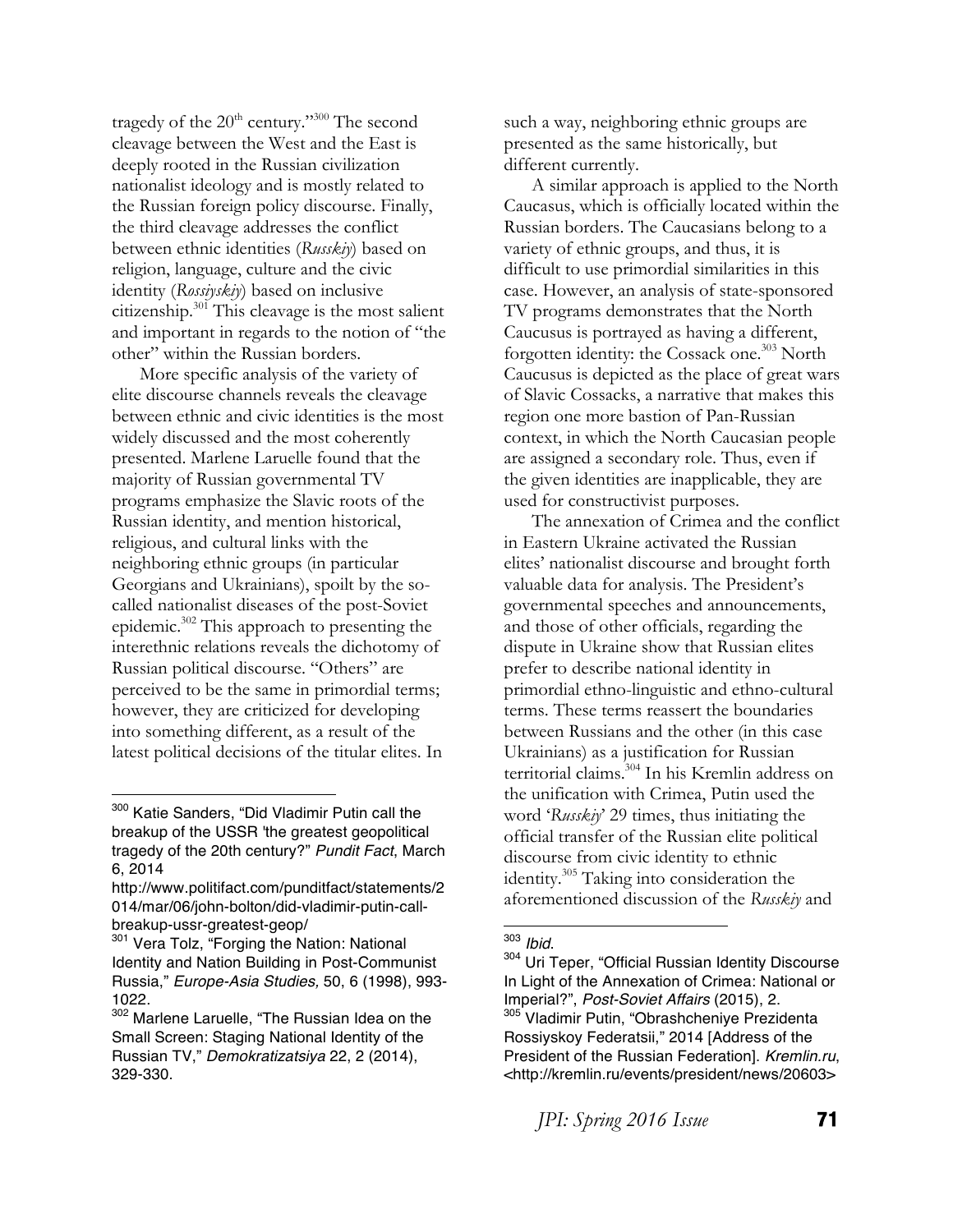tragedy of the 20th century."[300] The second cleavage between the West and the East is deeply rooted in the Russian civilization nationalist ideology and is mostly related to the Russian foreign policy discourse. Finally, the third cleavage addresses the conflict between ethnic identities (*Russkiy*) based on religion, language, culture and the civic identity (*Rossiyskiy*) based on inclusive citizenship.[301] This cleavage is the most salient and important in regards to the notion of "the other" within the Russian borders.

More specific analysis of the variety of elite discourse channels reveals the cleavage between ethnic and civic identities is the most widely discussed and the most coherently presented. Marlene Laruelle found that the majority of Russian governmental TV programs emphasize the Slavic roots of the Russian identity, and mention historical, religious, and cultural links with the neighboring ethnic groups (in particular Georgians and Ukrainians), spoilt by the so-called nationalist diseases of the post-Soviet epidemic.[302] This approach to presenting the interethnic relations reveals the dichotomy of Russian political discourse. "Others" are perceived to be the same in primordial terms; however, they are criticized for developing into something different, as a result of the latest political decisions of the titular elites. In such a way, neighboring ethnic groups are presented as the same historically, but different currently.

A similar approach is applied to the North Caucasus, which is officially located within the Russian borders. The Caucasians belong to a variety of ethnic groups, and thus, it is difficult to use primordial similarities in this case. However, an analysis of state-sponsored TV programs demonstrates that the North Caucusus is portrayed as having a different, forgotten identity: the Cossack one.[303] North Caucusus is depicted as the place of great wars of Slavic Cossacks, a narrative that makes this region one more bastion of Pan-Russian context, in which the North Caucasian people are assigned a secondary role. Thus, even if the given identities are inapplicable, they are used for constructivist purposes.

The annexation of Crimea and the conflict in Eastern Ukraine activated the Russian elites' nationalist discourse and brought forth valuable data for analysis. The President's governmental speeches and announcements, and those of other officials, regarding the dispute in Ukraine show that Russian elites prefer to describe national identity in primordial ethno-linguistic and ethno-cultural terms. These terms reassert the boundaries between Russians and the other (in this case Ukrainians) as a justification for Russian territorial claims.[304] In his Kremlin address on the unification with Crimea, Putin used the word '*Russkiy*' 29 times, thus initiating the official transfer of the Russian elite political discourse from civic identity to ethnic identity.[305] Taking into consideration the aforementioned discussion of the *Russkiy* and

---

[300] Katie Sanders, "Did Vladimir Putin call the breakup of the USSR 'the greatest geopolitical tragedy of the 20th century?" *Pundit Fact*, March 6, 2014 http://www.politifact.com/punditfact/statements/2014/mar/06/john-bolton/did-vladimir-putin-call-breakup-ussr-greatest-geop/

[301] Vera Tolz, "Forging the Nation: National Identity and Nation Building in Post-Communist Russia," *Europe-Asia Studies,* 50, 6 (1998), 993-1022.

[302] Marlene Laruelle, "The Russian Idea on the Small Screen: Staging National Identity of the Russian TV," *Demokratizatsiya* 22, 2 (2014), 329-330.

[303] *Ibid.*

[304] Uri Teper, "Official Russian Identity Discourse In Light of the Annexation of Crimea: National or Imperial?", *Post-Soviet Affairs* (2015), 2.

[305] Vladimir Putin, "Obrashcheniye Prezidenta Rossiyskoy Federatsii," 2014 [Address of the President of the Russian Federation]. *Kremlin.ru*, <http://kremlin.ru/events/president/news/20603>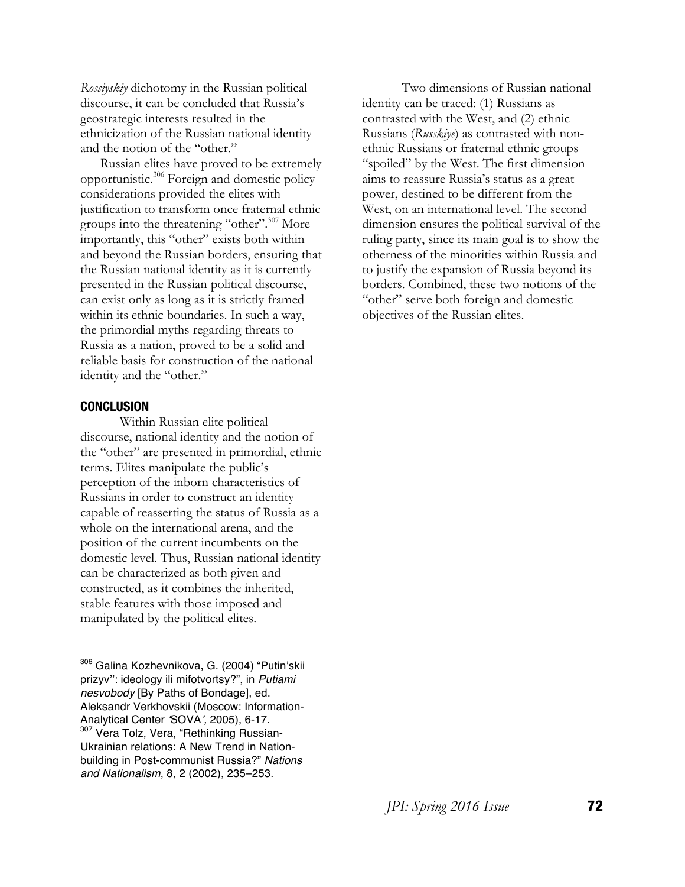*Rossiyskiy* dichotomy in the Russian political discourse, it can be concluded that Russia's geostrategic interests resulted in the ethnicization of the Russian national identity and the notion of the "other."

Russian elites have proved to be extremely opportunistic.[306] Foreign and domestic policy considerations provided the elites with justification to transform once fraternal ethnic groups into the threatening "other".[307] More importantly, this "other" exists both within and beyond the Russian borders, ensuring that the Russian national identity as it is currently presented in the Russian political discourse, can exist only as long as it is strictly framed within its ethnic boundaries. In such a way, the primordial myths regarding threats to Russia as a nation, proved to be a solid and reliable basis for construction of the national identity and the "other."

## CONCLUSION

Within Russian elite political discourse, national identity and the notion of the "other" are presented in primordial, ethnic terms. Elites manipulate the public's perception of the inborn characteristics of Russians in order to construct an identity capable of reasserting the status of Russia as a whole on the international arena, and the position of the current incumbents on the domestic level. Thus, Russian national identity can be characterized as both given and constructed, as it combines the inherited, stable features with those imposed and manipulated by the political elites.

Two dimensions of Russian national identity can be traced: (1) Russians as contrasted with the West, and (2) ethnic Russians (*Russkiye*) as contrasted with non-ethnic Russians or fraternal ethnic groups "spoiled" by the West. The first dimension aims to reassure Russia's status as a great power, destined to be different from the West, on an international level. The second dimension ensures the political survival of the ruling party, since its main goal is to show the otherness of the minorities within Russia and to justify the expansion of Russia beyond its borders. Combined, these two notions of the "other" serve both foreign and domestic objectives of the Russian elites.

---

[306] Galina Kozhevnikova, G. (2004) "Putin'skii prizyv'': ideology ili mifotvortsy?", in *Putiami nesvobody* [By Paths of Bondage], ed. Aleksandr Verkhovskii (Moscow: Information-Analytical Center 'SOVA', 2005), 6-17.

[307] Vera Tolz, Vera, "Rethinking Russian-Ukrainian relations: A New Trend in Nation-building in Post-communist Russia?" *Nations and Nationalism*, 8, 2 (2002), 235–253.